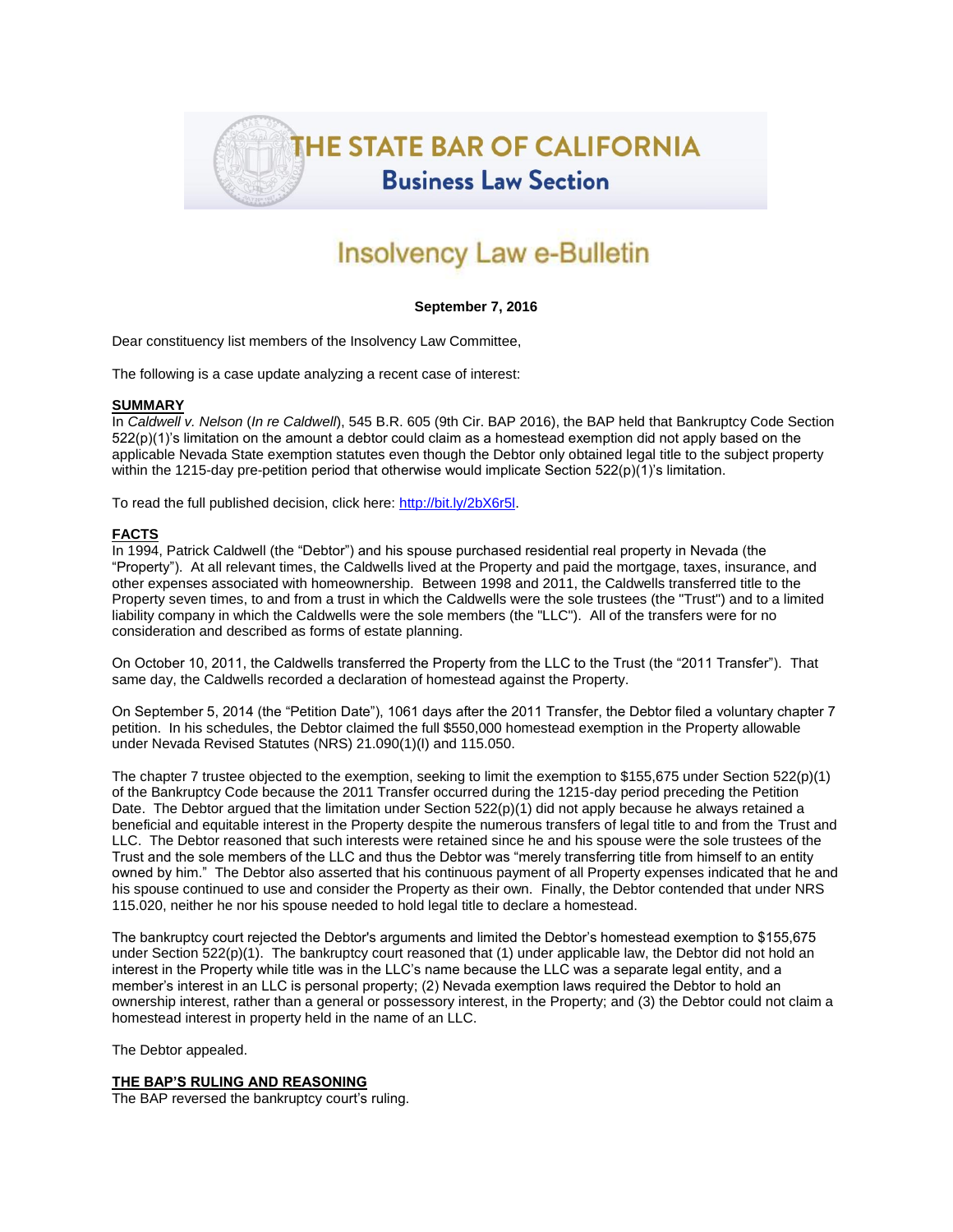# THE STATE BAR OF CALIFORNIA
## Business Law Section

# Insolvency Law e-Bulletin

**September 7, 2016**

Dear constituency list members of the Insolvency Law Committee,

The following is a case update analyzing a recent case of interest:

**SUMMARY**

In *Caldwell v. Nelson* (*In re Caldwell*), 545 B.R. 605 (9th Cir. BAP 2016), the BAP held that Bankruptcy Code Section 522(p)(1)'s limitation on the amount a debtor could claim as a homestead exemption did not apply based on the applicable Nevada State exemption statutes even though the Debtor only obtained legal title to the subject property within the 1215-day pre-petition period that otherwise would implicate Section 522(p)(1)'s limitation.

To read the full published decision, click here: http://bit.ly/2bX6r5l.

**FACTS**

In 1994, Patrick Caldwell (the "Debtor") and his spouse purchased residential real property in Nevada (the "Property"). At all relevant times, the Caldwells lived at the Property and paid the mortgage, taxes, insurance, and other expenses associated with homeownership. Between 1998 and 2011, the Caldwells transferred title to the Property seven times, to and from a trust in which the Caldwells were the sole trustees (the "Trust") and to a limited liability company in which the Caldwells were the sole members (the "LLC"). All of the transfers were for no consideration and described as forms of estate planning.

On October 10, 2011, the Caldwells transferred the Property from the LLC to the Trust (the "2011 Transfer"). That same day, the Caldwells recorded a declaration of homestead against the Property.

On September 5, 2014 (the "Petition Date"), 1061 days after the 2011 Transfer, the Debtor filed a voluntary chapter 7 petition. In his schedules, the Debtor claimed the full $550,000 homestead exemption in the Property allowable under Nevada Revised Statutes (NRS) 21.090(1)(l) and 115.050.

The chapter 7 trustee objected to the exemption, seeking to limit the exemption to $155,675 under Section 522(p)(1) of the Bankruptcy Code because the 2011 Transfer occurred during the 1215-day period preceding the Petition Date. The Debtor argued that the limitation under Section 522(p)(1) did not apply because he always retained a beneficial and equitable interest in the Property despite the numerous transfers of legal title to and from the Trust and LLC. The Debtor reasoned that such interests were retained since he and his spouse were the sole trustees of the Trust and the sole members of the LLC and thus the Debtor was "merely transferring title from himself to an entity owned by him." The Debtor also asserted that his continuous payment of all Property expenses indicated that he and his spouse continued to use and consider the Property as their own. Finally, the Debtor contended that under NRS 115.020, neither he nor his spouse needed to hold legal title to declare a homestead.

The bankruptcy court rejected the Debtor's arguments and limited the Debtor's homestead exemption to $155,675 under Section 522(p)(1). The bankruptcy court reasoned that (1) under applicable law, the Debtor did not hold an interest in the Property while title was in the LLC's name because the LLC was a separate legal entity, and a member's interest in an LLC is personal property; (2) Nevada exemption laws required the Debtor to hold an ownership interest, rather than a general or possessory interest, in the Property; and (3) the Debtor could not claim a homestead interest in property held in the name of an LLC.

The Debtor appealed.

**THE BAP'S RULING AND REASONING**

The BAP reversed the bankruptcy court's ruling.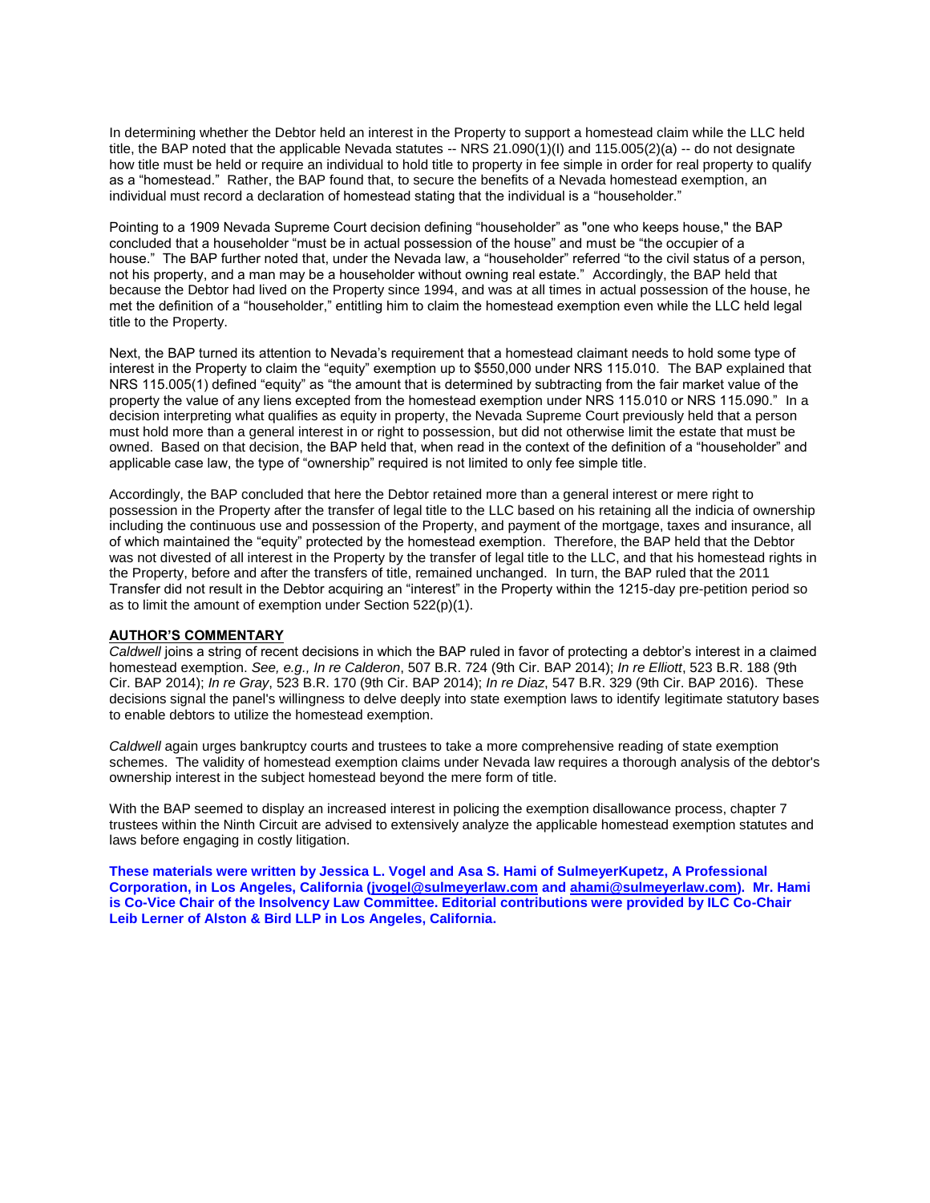In determining whether the Debtor held an interest in the Property to support a homestead claim while the LLC held title, the BAP noted that the applicable Nevada statutes -- NRS 21.090(1)(I) and 115.005(2)(a) -- do not designate how title must be held or require an individual to hold title to property in fee simple in order for real property to qualify as a "homestead." Rather, the BAP found that, to secure the benefits of a Nevada homestead exemption, an individual must record a declaration of homestead stating that the individual is a "householder."

Pointing to a 1909 Nevada Supreme Court decision defining "householder" as "one who keeps house," the BAP concluded that a householder "must be in actual possession of the house" and must be "the occupier of a house." The BAP further noted that, under the Nevada law, a "householder" referred "to the civil status of a person, not his property, and a man may be a householder without owning real estate." Accordingly, the BAP held that because the Debtor had lived on the Property since 1994, and was at all times in actual possession of the house, he met the definition of a "householder," entitling him to claim the homestead exemption even while the LLC held legal title to the Property.

Next, the BAP turned its attention to Nevada's requirement that a homestead claimant needs to hold some type of interest in the Property to claim the "equity" exemption up to $550,000 under NRS 115.010. The BAP explained that NRS 115.005(1) defined "equity" as "the amount that is determined by subtracting from the fair market value of the property the value of any liens excepted from the homestead exemption under NRS 115.010 or NRS 115.090." In a decision interpreting what qualifies as equity in property, the Nevada Supreme Court previously held that a person must hold more than a general interest in or right to possession, but did not otherwise limit the estate that must be owned. Based on that decision, the BAP held that, when read in the context of the definition of a "householder" and applicable case law, the type of "ownership" required is not limited to only fee simple title.

Accordingly, the BAP concluded that here the Debtor retained more than a general interest or mere right to possession in the Property after the transfer of legal title to the LLC based on his retaining all the indicia of ownership including the continuous use and possession of the Property, and payment of the mortgage, taxes and insurance, all of which maintained the "equity" protected by the homestead exemption. Therefore, the BAP held that the Debtor was not divested of all interest in the Property by the transfer of legal title to the LLC, and that his homestead rights in the Property, before and after the transfers of title, remained unchanged. In turn, the BAP ruled that the 2011 Transfer did not result in the Debtor acquiring an "interest" in the Property within the 1215-day pre-petition period so as to limit the amount of exemption under Section 522(p)(1).

**AUTHOR'S COMMENTARY**

*Caldwell* joins a string of recent decisions in which the BAP ruled in favor of protecting a debtor's interest in a claimed homestead exemption. *See, e.g., In re Calderon*, 507 B.R. 724 (9th Cir. BAP 2014); *In re Elliott*, 523 B.R. 188 (9th Cir. BAP 2014); *In re Gray*, 523 B.R. 170 (9th Cir. BAP 2014); *In re Diaz*, 547 B.R. 329 (9th Cir. BAP 2016). These decisions signal the panel's willingness to delve deeply into state exemption laws to identify legitimate statutory bases to enable debtors to utilize the homestead exemption.

*Caldwell* again urges bankruptcy courts and trustees to take a more comprehensive reading of state exemption schemes. The validity of homestead exemption claims under Nevada law requires a thorough analysis of the debtor's ownership interest in the subject homestead beyond the mere form of title.

With the BAP seemed to display an increased interest in policing the exemption disallowance process, chapter 7 trustees within the Ninth Circuit are advised to extensively analyze the applicable homestead exemption statutes and laws before engaging in costly litigation.

**These materials were written by Jessica L. Vogel and Asa S. Hami of SulmeyerKupetz, A Professional Corporation, in Los Angeles, California (jvogel@sulmeyerlaw.com and ahami@sulmeyerlaw.com). Mr. Hami is Co-Vice Chair of the Insolvency Law Committee. Editorial contributions were provided by ILC Co-Chair Leib Lerner of Alston & Bird LLP in Los Angeles, California.**